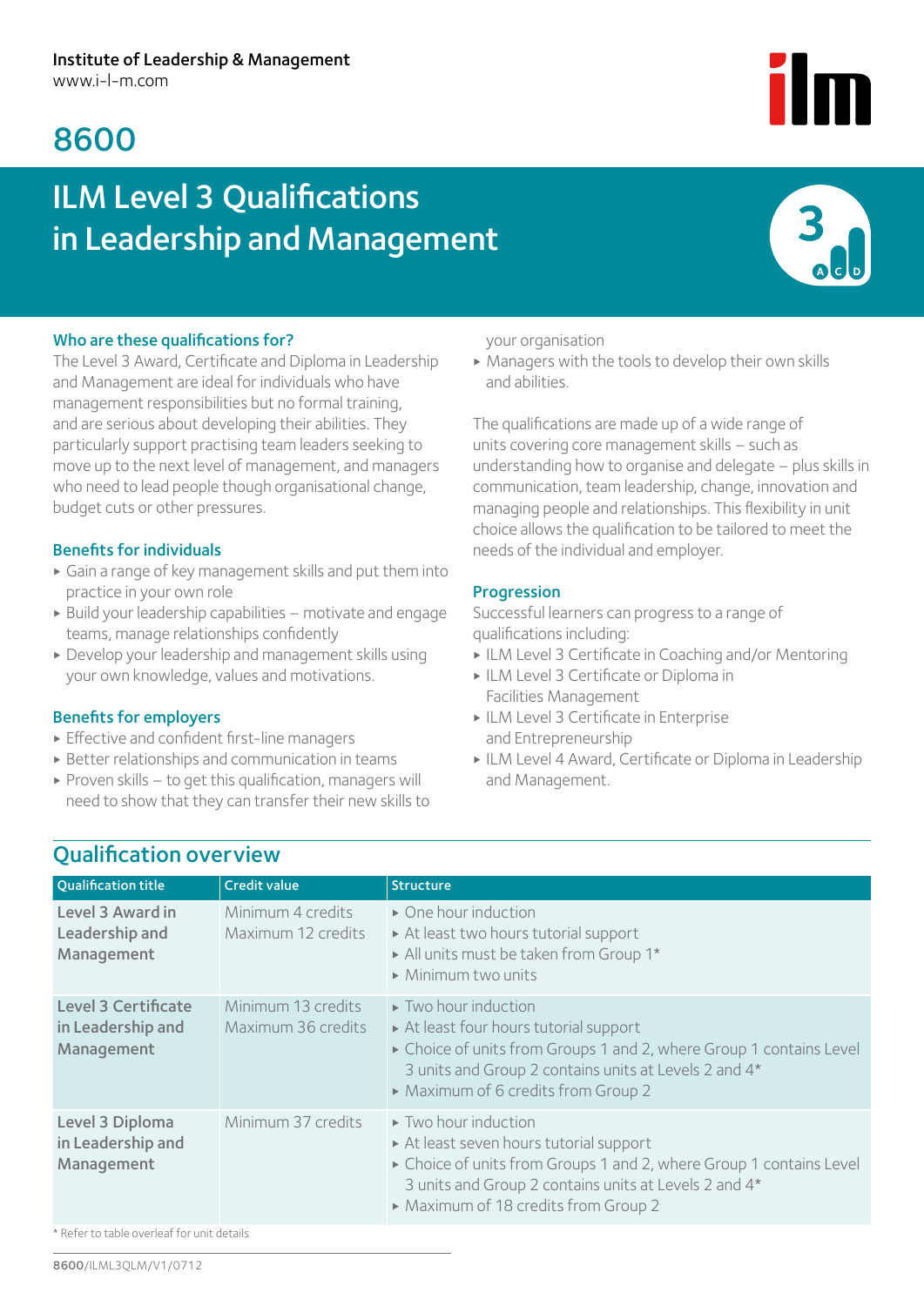Institute of Leadership & Management
www.i-l-m.com

# 8600

# ILM Level 3 Qualifications in Leadership and Management

### Who are these qualifications for?

The Level 3 Award, Certificate and Diploma in Leadership and Management are ideal for individuals who have management responsibilities but no formal training, and are serious about developing their abilities. They particularly support practising team leaders seeking to move up to the next level of management, and managers who need to lead people though organisational change, budget cuts or other pressures.

### Benefits for individuals

- Gain a range of key management skills and put them into practice in your own role
- Build your leadership capabilities – motivate and engage teams, manage relationships confidently
- Develop your leadership and management skills using your own knowledge, values and motivations.

### Benefits for employers

- Effective and confident first-line managers
- Better relationships and communication in teams
- Proven skills – to get this qualification, managers will need to show that they can transfer their new skills to your organisation
- Managers with the tools to develop their own skills and abilities.

The qualifications are made up of a wide range of units covering core management skills – such as understanding how to organise and delegate – plus skills in communication, team leadership, change, innovation and managing people and relationships. This flexibility in unit choice allows the qualification to be tailored to meet the needs of the individual and employer.

### Progression

Successful learners can progress to a range of qualifications including:

- ILM Level 3 Certificate in Coaching and/or Mentoring
- ILM Level 3 Certificate or Diploma in Facilities Management
- ILM Level 3 Certificate in Enterprise and Entrepreneurship
- ILM Level 4 Award, Certificate or Diploma in Leadership and Management.

## Qualification overview

| Qualification title | Credit value | Structure |
|---|---|---|
| Level 3 Award in Leadership and Management | Minimum 4 credits<br>Maximum 12 credits | ▸ One hour induction<br>▸ At least two hours tutorial support<br>▸ All units must be taken from Group 1*<br>▸ Minimum two units |
| Level 3 Certificate in Leadership and Management | Minimum 13 credits<br>Maximum 36 credits | ▸ Two hour induction<br>▸ At least four hours tutorial support<br>▸ Choice of units from Groups 1 and 2, where Group 1 contains Level 3 units and Group 2 contains units at Levels 2 and 4*<br>▸ Maximum of 6 credits from Group 2 |
| Level 3 Diploma in Leadership and Management | Minimum 37 credits | ▸ Two hour induction<br>▸ At least seven hours tutorial support<br>▸ Choice of units from Groups 1 and 2, where Group 1 contains Level 3 units and Group 2 contains units at Levels 2 and 4*<br>▸ Maximum of 18 credits from Group 2 |

* Refer to table overleaf for unit details

8600/ILML3QLM/V1/0712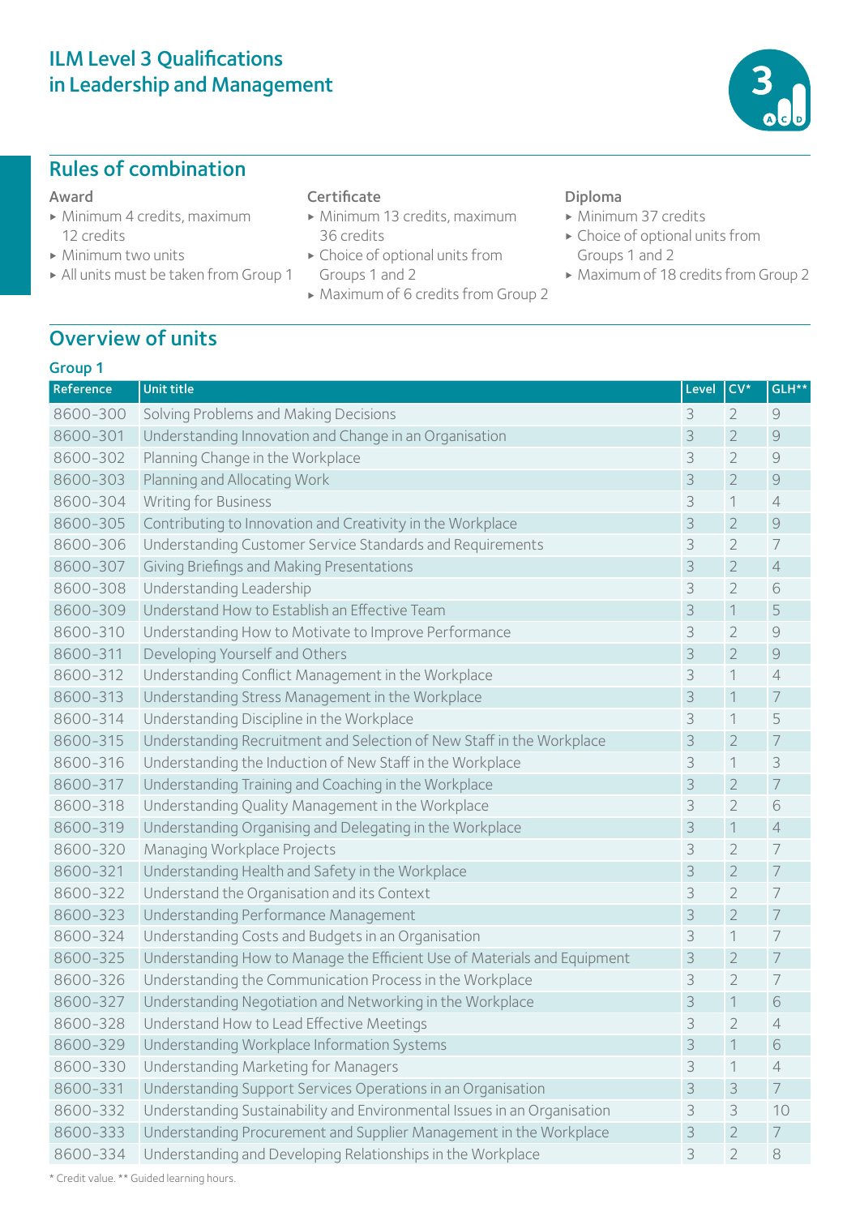# ILM Level 3 Qualifications in Leadership and Management

## Rules of combination

### Award

- Minimum 4 credits, maximum 12 credits
- Minimum two units
- All units must be taken from Group 1

### Certificate

- Minimum 13 credits, maximum 36 credits
- Choice of optional units from Groups 1 and 2
- Maximum of 6 credits from Group 2

### Diploma

- Minimum 37 credits
- Choice of optional units from Groups 1 and 2
- Maximum of 18 credits from Group 2

## Overview of units

### Group 1

| Reference | Unit title | Level | CV* | GLH** |
|---|---|---|---|---|
| 8600-300 | Solving Problems and Making Decisions | 3 | 2 | 9 |
| 8600-301 | Understanding Innovation and Change in an Organisation | 3 | 2 | 9 |
| 8600-302 | Planning Change in the Workplace | 3 | 2 | 9 |
| 8600-303 | Planning and Allocating Work | 3 | 2 | 9 |
| 8600-304 | Writing for Business | 3 | 1 | 4 |
| 8600-305 | Contributing to Innovation and Creativity in the Workplace | 3 | 2 | 9 |
| 8600-306 | Understanding Customer Service Standards and Requirements | 3 | 2 | 7 |
| 8600-307 | Giving Briefings and Making Presentations | 3 | 2 | 4 |
| 8600-308 | Understanding Leadership | 3 | 2 | 6 |
| 8600-309 | Understand How to Establish an Effective Team | 3 | 1 | 5 |
| 8600-310 | Understanding How to Motivate to Improve Performance | 3 | 2 | 9 |
| 8600-311 | Developing Yourself and Others | 3 | 2 | 9 |
| 8600-312 | Understanding Conflict Management in the Workplace | 3 | 1 | 4 |
| 8600-313 | Understanding Stress Management in the Workplace | 3 | 1 | 7 |
| 8600-314 | Understanding Discipline in the Workplace | 3 | 1 | 5 |
| 8600-315 | Understanding Recruitment and Selection of New Staff in the Workplace | 3 | 2 | 7 |
| 8600-316 | Understanding the Induction of New Staff in the Workplace | 3 | 1 | 3 |
| 8600-317 | Understanding Training and Coaching in the Workplace | 3 | 2 | 7 |
| 8600-318 | Understanding Quality Management in the Workplace | 3 | 2 | 6 |
| 8600-319 | Understanding Organising and Delegating in the Workplace | 3 | 1 | 4 |
| 8600-320 | Managing Workplace Projects | 3 | 2 | 7 |
| 8600-321 | Understanding Health and Safety in the Workplace | 3 | 2 | 7 |
| 8600-322 | Understand the Organisation and its Context | 3 | 2 | 7 |
| 8600-323 | Understanding Performance Management | 3 | 2 | 7 |
| 8600-324 | Understanding Costs and Budgets in an Organisation | 3 | 1 | 7 |
| 8600-325 | Understanding How to Manage the Efficient Use of Materials and Equipment | 3 | 2 | 7 |
| 8600-326 | Understanding the Communication Process in the Workplace | 3 | 2 | 7 |
| 8600-327 | Understanding Negotiation and Networking in the Workplace | 3 | 1 | 6 |
| 8600-328 | Understand How to Lead Effective Meetings | 3 | 2 | 4 |
| 8600-329 | Understanding Workplace Information Systems | 3 | 1 | 6 |
| 8600-330 | Understanding Marketing for Managers | 3 | 1 | 4 |
| 8600-331 | Understanding Support Services Operations in an Organisation | 3 | 3 | 7 |
| 8600-332 | Understanding Sustainability and Environmental Issues in an Organisation | 3 | 3 | 10 |
| 8600-333 | Understanding Procurement and Supplier Management in the Workplace | 3 | 2 | 7 |
| 8600-334 | Understanding and Developing Relationships in the Workplace | 3 | 2 | 8 |

* Credit value. ** Guided learning hours.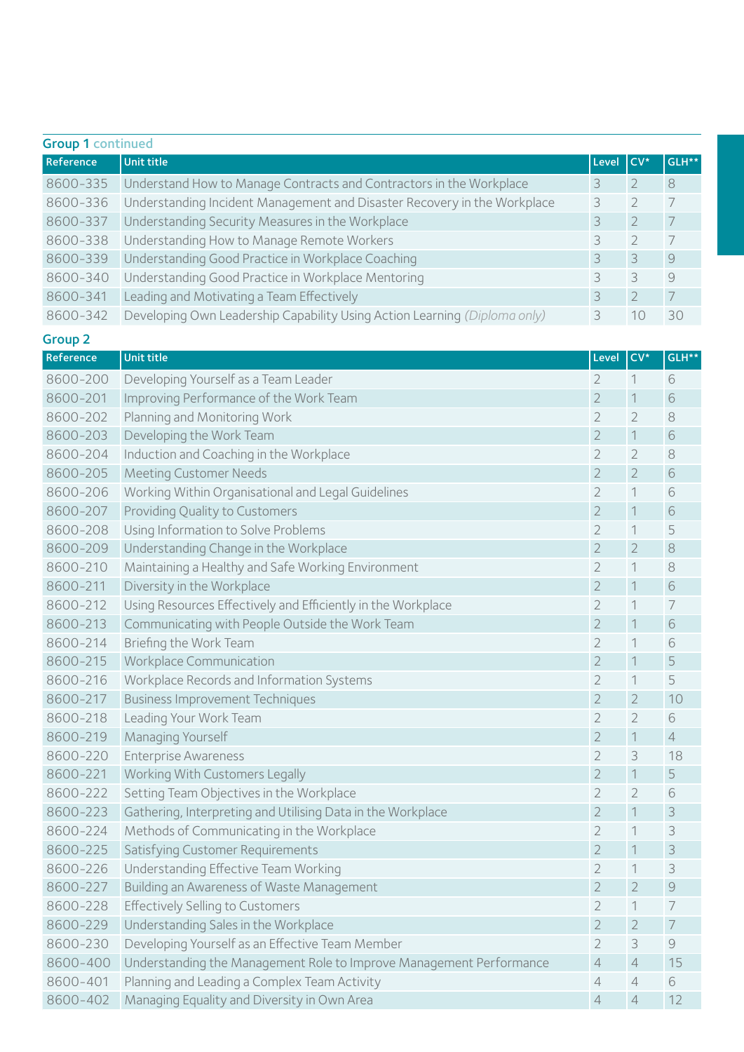### Group 1 continued

| Reference | Unit title | Level | CV* | GLH** |
|---|---|---|---|---|
| 8600-335 | Understand How to Manage Contracts and Contractors in the Workplace | 3 | 2 | 8 |
| 8600-336 | Understanding Incident Management and Disaster Recovery in the Workplace | 3 | 2 | 7 |
| 8600-337 | Understanding Security Measures in the Workplace | 3 | 2 | 7 |
| 8600-338 | Understanding How to Manage Remote Workers | 3 | 2 | 7 |
| 8600-339 | Understanding Good Practice in Workplace Coaching | 3 | 3 | 9 |
| 8600-340 | Understanding Good Practice in Workplace Mentoring | 3 | 3 | 9 |
| 8600-341 | Leading and Motivating a Team Effectively | 3 | 2 | 7 |
| 8600-342 | Developing Own Leadership Capability Using Action Learning *(Diploma only)* | 3 | 10 | 30 |

### Group 2

| Reference | Unit title | Level | CV* | GLH** |
|---|---|---|---|---|
| 8600-200 | Developing Yourself as a Team Leader | 2 | 1 | 6 |
| 8600-201 | Improving Performance of the Work Team | 2 | 1 | 6 |
| 8600-202 | Planning and Monitoring Work | 2 | 2 | 8 |
| 8600-203 | Developing the Work Team | 2 | 1 | 6 |
| 8600-204 | Induction and Coaching in the Workplace | 2 | 2 | 8 |
| 8600-205 | Meeting Customer Needs | 2 | 2 | 6 |
| 8600-206 | Working Within Organisational and Legal Guidelines | 2 | 1 | 6 |
| 8600-207 | Providing Quality to Customers | 2 | 1 | 6 |
| 8600-208 | Using Information to Solve Problems | 2 | 1 | 5 |
| 8600-209 | Understanding Change in the Workplace | 2 | 2 | 8 |
| 8600-210 | Maintaining a Healthy and Safe Working Environment | 2 | 1 | 8 |
| 8600-211 | Diversity in the Workplace | 2 | 1 | 6 |
| 8600-212 | Using Resources Effectively and Efficiently in the Workplace | 2 | 1 | 7 |
| 8600-213 | Communicating with People Outside the Work Team | 2 | 1 | 6 |
| 8600-214 | Briefing the Work Team | 2 | 1 | 6 |
| 8600-215 | Workplace Communication | 2 | 1 | 5 |
| 8600-216 | Workplace Records and Information Systems | 2 | 1 | 5 |
| 8600-217 | Business Improvement Techniques | 2 | 2 | 10 |
| 8600-218 | Leading Your Work Team | 2 | 2 | 6 |
| 8600-219 | Managing Yourself | 2 | 1 | 4 |
| 8600-220 | Enterprise Awareness | 2 | 3 | 18 |
| 8600-221 | Working With Customers Legally | 2 | 1 | 5 |
| 8600-222 | Setting Team Objectives in the Workplace | 2 | 2 | 6 |
| 8600-223 | Gathering, Interpreting and Utilising Data in the Workplace | 2 | 1 | 3 |
| 8600-224 | Methods of Communicating in the Workplace | 2 | 1 | 3 |
| 8600-225 | Satisfying Customer Requirements | 2 | 1 | 3 |
| 8600-226 | Understanding Effective Team Working | 2 | 1 | 3 |
| 8600-227 | Building an Awareness of Waste Management | 2 | 2 | 9 |
| 8600-228 | Effectively Selling to Customers | 2 | 1 | 7 |
| 8600-229 | Understanding Sales in the Workplace | 2 | 2 | 7 |
| 8600-230 | Developing Yourself as an Effective Team Member | 2 | 3 | 9 |
| 8600-400 | Understanding the Management Role to Improve Management Performance | 4 | 4 | 15 |
| 8600-401 | Planning and Leading a Complex Team Activity | 4 | 4 | 6 |
| 8600-402 | Managing Equality and Diversity in Own Area | 4 | 4 | 12 |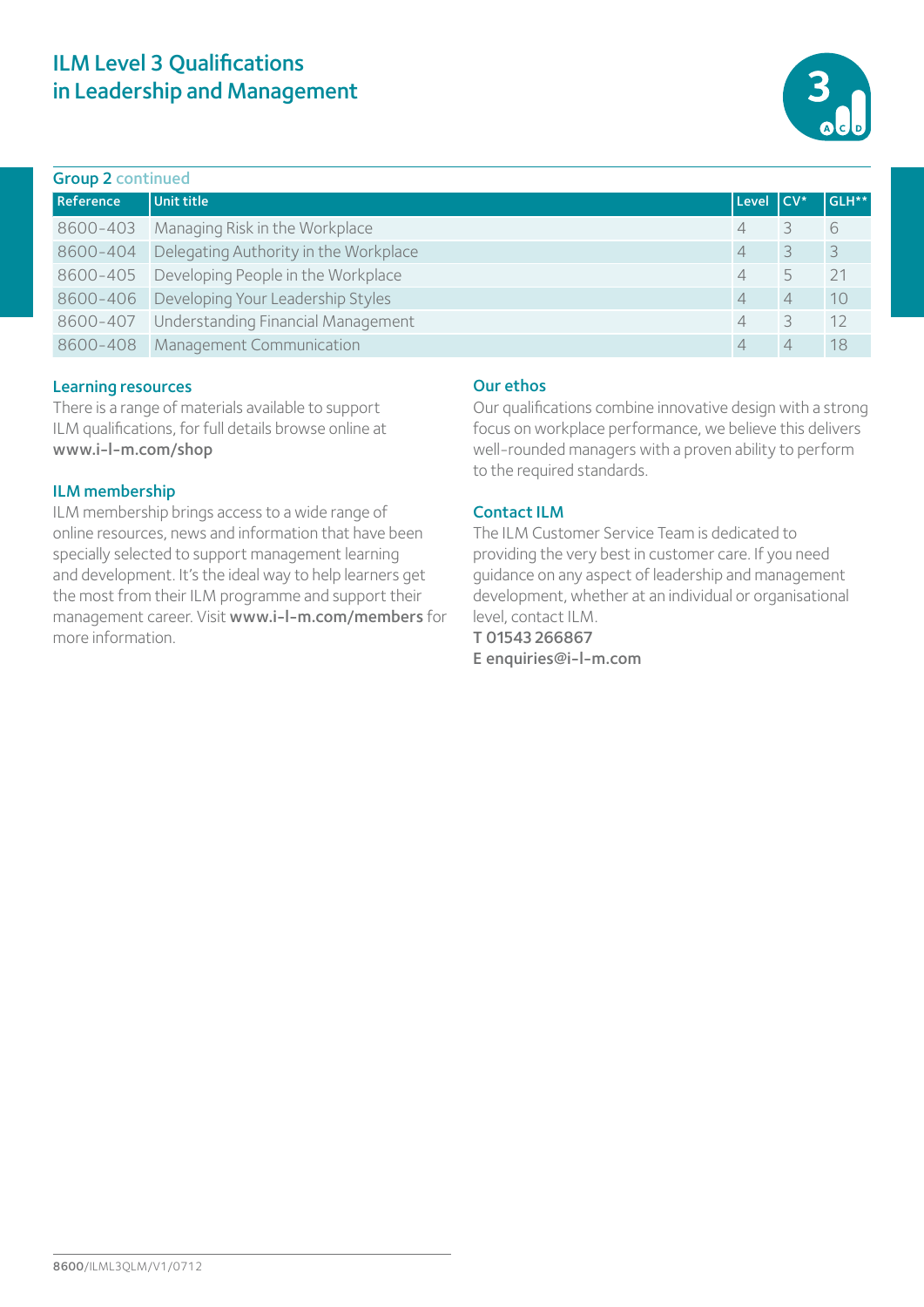# ILM Level 3 Qualifications in Leadership and Management

## Group 2 continued

| Reference | Unit title | Level | CV* | GLH** |
|---|---|---|---|---|
| 8600-403 | Managing Risk in the Workplace | 4 | 3 | 6 |
| 8600-404 | Delegating Authority in the Workplace | 4 | 3 | 3 |
| 8600-405 | Developing People in the Workplace | 4 | 5 | 21 |
| 8600-406 | Developing Your Leadership Styles | 4 | 4 | 10 |
| 8600-407 | Understanding Financial Management | 4 | 3 | 12 |
| 8600-408 | Management Communication | 4 | 4 | 18 |

### Learning resources

There is a range of materials available to support ILM qualifications, for full details browse online at **www.i-l-m.com/shop**

### ILM membership

ILM membership brings access to a wide range of online resources, news and information that have been specially selected to support management learning and development. It's the ideal way to help learners get the most from their ILM programme and support their management career. Visit **www.i-l-m.com/members** for more information.

### Our ethos

Our qualifications combine innovative design with a strong focus on workplace performance, we believe this delivers well-rounded managers with a proven ability to perform to the required standards.

### Contact ILM

The ILM Customer Service Team is dedicated to providing the very best in customer care. If you need guidance on any aspect of leadership and management development, whether at an individual or organisational level, contact ILM.

T 01543 266867
E enquiries@i-l-m.com

**8600**/ILML3QLM/V1/0712